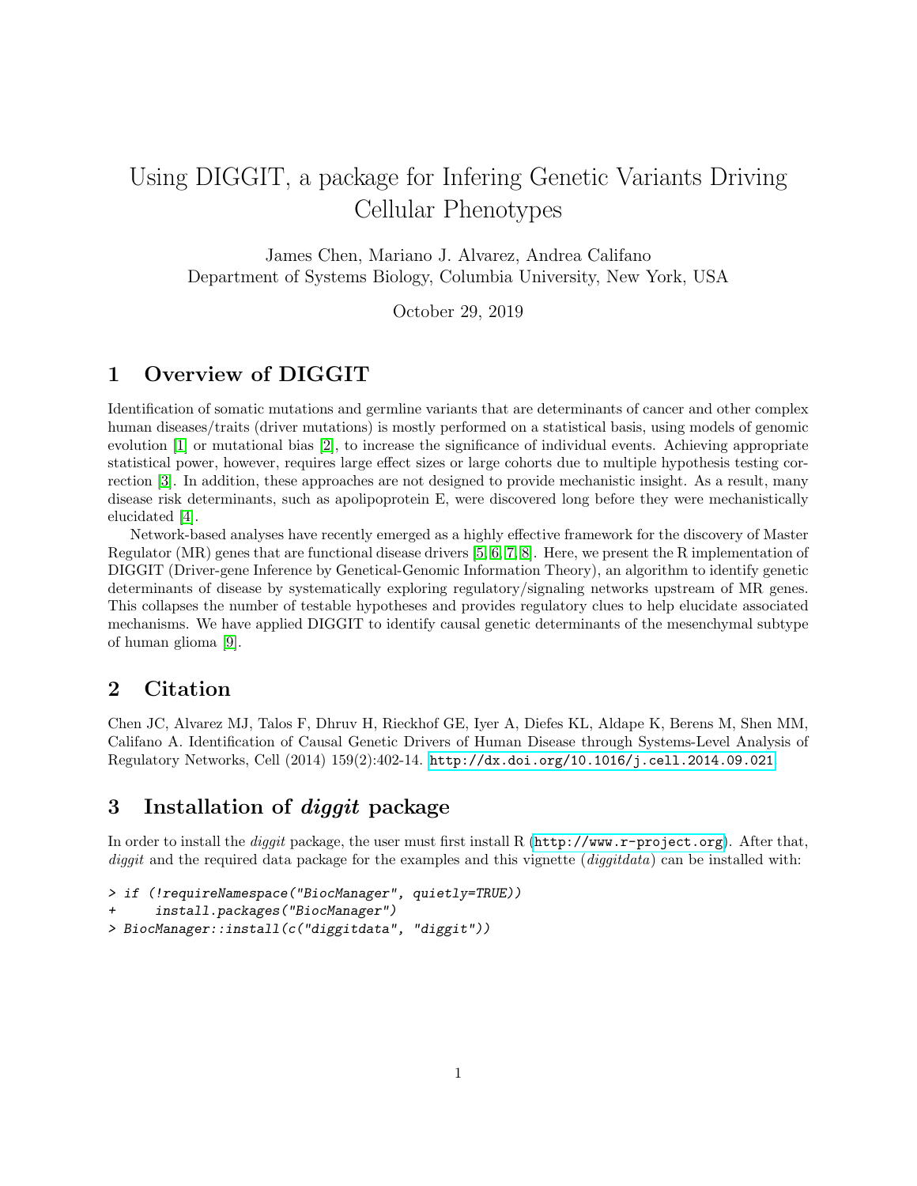# Using DIGGIT, a package for Infering Genetic Variants Driving Cellular Phenotypes

James Chen, Mariano J. Alvarez, Andrea Califano
Department of Systems Biology, Columbia University, New York, USA

October 29, 2019

## 1 Overview of DIGGIT

Identification of somatic mutations and germline variants that are determinants of cancer and other complex human diseases/traits (driver mutations) is mostly performed on a statistical basis, using models of genomic evolution [1] or mutational bias [2], to increase the significance of individual events. Achieving appropriate statistical power, however, requires large effect sizes or large cohorts due to multiple hypothesis testing correction [3]. In addition, these approaches are not designed to provide mechanistic insight. As a result, many disease risk determinants, such as apolipoprotein E, were discovered long before they were mechanistically elucidated [4].

Network-based analyses have recently emerged as a highly effective framework for the discovery of Master Regulator (MR) genes that are functional disease drivers [5, 6, 7, 8]. Here, we present the R implementation of DIGGIT (Driver-gene Inference by Genetical-Genomic Information Theory), an algorithm to identify genetic determinants of disease by systematically exploring regulatory/signaling networks upstream of MR genes. This collapses the number of testable hypotheses and provides regulatory clues to help elucidate associated mechanisms. We have applied DIGGIT to identify causal genetic determinants of the mesenchymal subtype of human glioma [9].

## 2 Citation

Chen JC, Alvarez MJ, Talos F, Dhruv H, Rieckhof GE, Iyer A, Diefes KL, Aldape K, Berens M, Shen MM, Califano A. Identification of Causal Genetic Drivers of Human Disease through Systems-Level Analysis of Regulatory Networks, Cell (2014) 159(2):402-14. http://dx.doi.org/10.1016/j.cell.2014.09.021

## 3 Installation of *diggit* package

In order to install the *diggit* package, the user must first install R (http://www.r-project.org). After that, *diggit* and the required data package for the examples and this vignette (*diggitdata*) can be installed with:

```
> if (!requireNamespace("BiocManager", quietly=TRUE))
+     install.packages("BiocManager")
> BiocManager::install(c("diggitdata", "diggit"))
```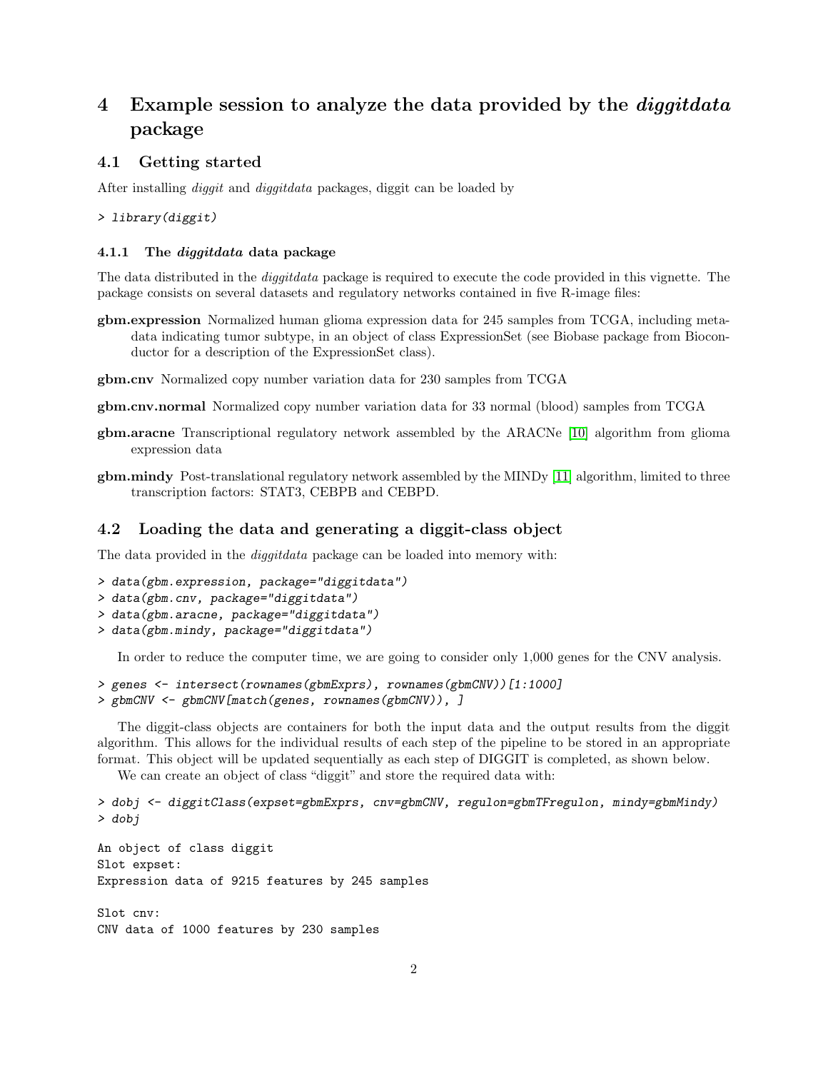# 4 Example session to analyze the data provided by the *diggitdata* package

## 4.1 Getting started

After installing *diggit* and *diggitdata* packages, diggit can be loaded by

```
> library(diggit)
```

### 4.1.1 The *diggitdata* data package

The data distributed in the *diggitdata* package is required to execute the code provided in this vignette. The package consists on several datasets and regulatory networks contained in five R-image files:

**gbm.expression** Normalized human glioma expression data for 245 samples from TCGA, including metadata indicating tumor subtype, in an object of class ExpressionSet (see Biobase package from Bioconductor for a description of the ExpressionSet class).

**gbm.cnv** Normalized copy number variation data for 230 samples from TCGA

**gbm.cnv.normal** Normalized copy number variation data for 33 normal (blood) samples from TCGA

**gbm.aracne** Transcriptional regulatory network assembled by the ARACNe [10] algorithm from glioma expression data

**gbm.mindy** Post-translational regulatory network assembled by the MINDy [11] algorithm, limited to three transcription factors: STAT3, CEBPB and CEBPD.

## 4.2 Loading the data and generating a diggit-class object

The data provided in the *diggitdata* package can be loaded into memory with:

```
> data(gbm.expression, package="diggitdata")
> data(gbm.cnv, package="diggitdata")
> data(gbm.aracne, package="diggitdata")
> data(gbm.mindy, package="diggitdata")
```

In order to reduce the computer time, we are going to consider only 1,000 genes for the CNV analysis.

```
> genes <- intersect(rownames(gbmExprs), rownames(gbmCNV))[1:1000]
> gbmCNV <- gbmCNV[match(genes, rownames(gbmCNV)), ]
```

The diggit-class objects are containers for both the input data and the output results from the diggit algorithm. This allows for the individual results of each step of the pipeline to be stored in an appropriate format. This object will be updated sequentially as each step of DIGGIT is completed, as shown below.

We can create an object of class "diggit" and store the required data with:

```
> dobj <- diggitClass(expset=gbmExprs, cnv=gbmCNV, regulon=gbmTFregulon, mindy=gbmMindy)
> dobj

An object of class diggit
Slot expset:
Expression data of 9215 features by 245 samples

Slot cnv:
CNV data of 1000 features by 230 samples
```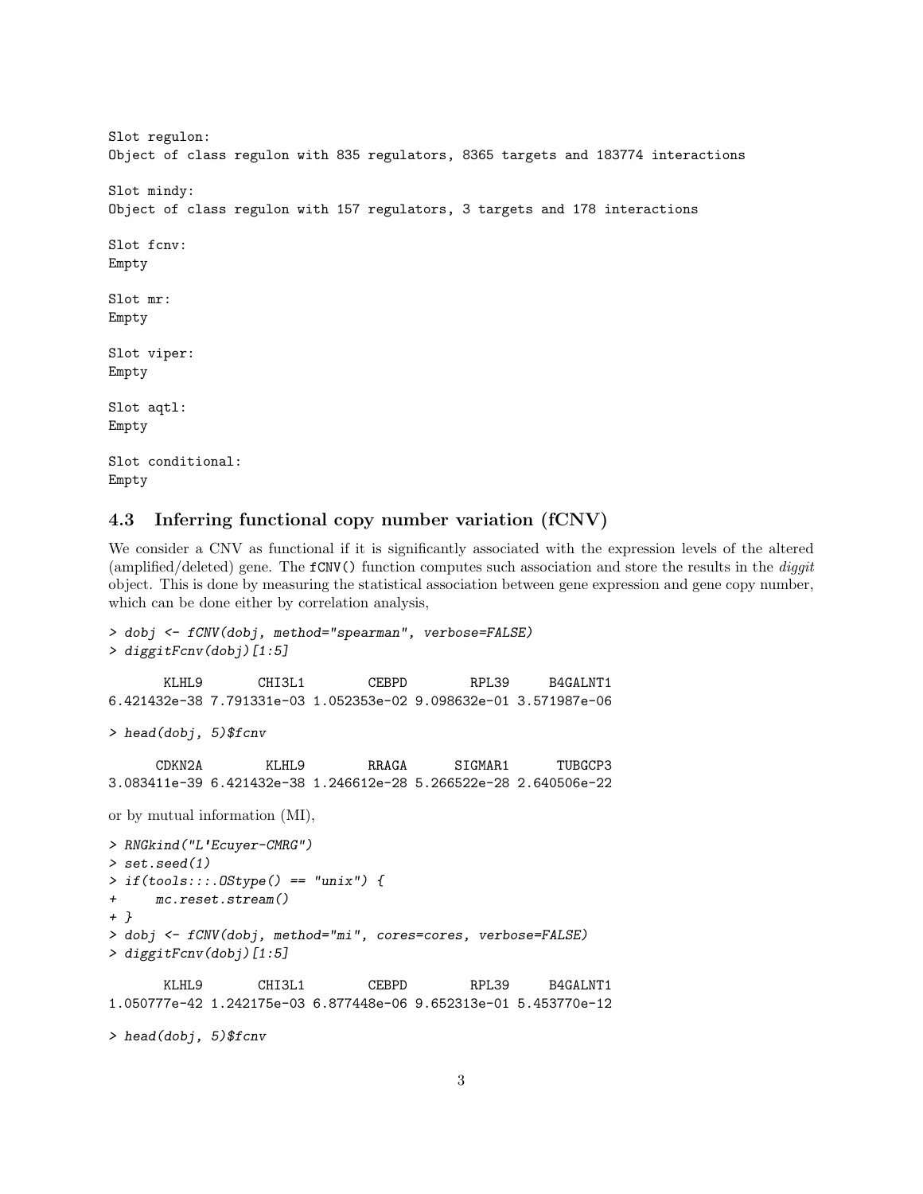```
Slot regulon:
Object of class regulon with 835 regulators, 8365 targets and 183774 interactions

Slot mindy:
Object of class regulon with 157 regulators, 3 targets and 178 interactions

Slot fcnv:
Empty

Slot mr:
Empty

Slot viper:
Empty

Slot aqtl:
Empty

Slot conditional:
Empty
```

### 4.3 Inferring functional copy number variation (fCNV)

We consider a CNV as functional if it is significantly associated with the expression levels of the altered (amplified/deleted) gene. The `fCNV()` function computes such association and store the results in the *diggit* object. This is done by measuring the statistical association between gene expression and gene copy number, which can be done either by correlation analysis,

```
> dobj <- fCNV(dobj, method="spearman", verbose=FALSE)
> diggitFcnv(dobj)[1:5]

       KLHL9       CHI3L1        CEBPD        RPL39     B4GALNT1
6.421432e-38 7.791331e-03 1.052353e-02 9.098632e-01 3.571987e-06

> head(dobj, 5)$fcnv

      CDKN2A        KLHL9        RRAGA      SIGMAR1      TUBGCP3
3.083411e-39 6.421432e-38 1.246612e-28 5.266522e-28 2.640506e-22
```

or by mutual information (MI),

```
> RNGkind("L'Ecuyer-CMRG")
> set.seed(1)
> if(tools:::.OStype() == "unix") {
+     mc.reset.stream()
+ }
> dobj <- fCNV(dobj, method="mi", cores=cores, verbose=FALSE)
> diggitFcnv(dobj)[1:5]

       KLHL9       CHI3L1        CEBPD        RPL39     B4GALNT1
1.050777e-42 1.242175e-03 6.877448e-06 9.652313e-01 5.453770e-12

> head(dobj, 5)$fcnv
```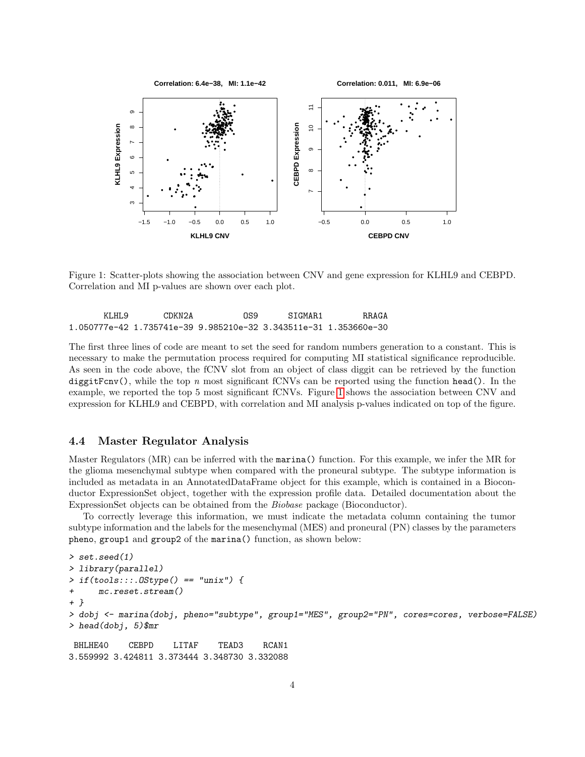Figure 1: Scatter-plots showing the association between CNV and gene expression for KLHL9 and CEBPD. Correlation and MI p-values are shown over each plot.

```
       KLHL9       CDKN2A          OS9      SIGMAR1        RRAGA 
1.050777e-42 1.735741e-39 9.985210e-32 3.343511e-31 1.353660e-30 
```

The first three lines of code are meant to set the seed for random numbers generation to a constant. This is necessary to make the permutation process required for computing MI statistical significance reproducible. As seen in the code above, the fCNV slot from an object of class diggit can be retrieved by the function `diggitFcnv()`, while the top $n$ most significant fCNVs can be reported using the function `head()`. In the example, we reported the top 5 most significant fCNVs. Figure 1 shows the association between CNV and expression for KLHL9 and CEBPD, with correlation and MI analysis p-values indicated on top of the figure.

### 4.4 Master Regulator Analysis

Master Regulators (MR) can be inferred with the `marina()` function. For this example, we infer the MR for the glioma mesenchymal subtype when compared with the proneural subtype. The subtype information is included as metadata in an AnnotatedDataFrame object for this example, which is contained in a Bioconductor ExpressionSet object, together with the expression profile data. Detailed documentation about the ExpressionSet objects can be obtained from the *Biobase* package (Bioconductor).

To correctly leverage this information, we must indicate the metadata column containing the tumor subtype information and the labels for the mesenchymal (MES) and proneural (PN) classes by the parameters `pheno`, `group1` and `group2` of the `marina()` function, as shown below:

```
> set.seed(1)
> library(parallel)
> if(tools:::.OStype() == "unix") {
+     mc.reset.stream()
+ }
> dobj <- marina(dobj, pheno="subtype", group1="MES", group2="PN", cores=cores, verbose=FALSE)
> head(dobj, 5)$mr
```

```
 BHLHE40    CEBPD    LITAF    TEAD3    RCAN1 
3.559992 3.424811 3.373444 3.348730 3.332088 
```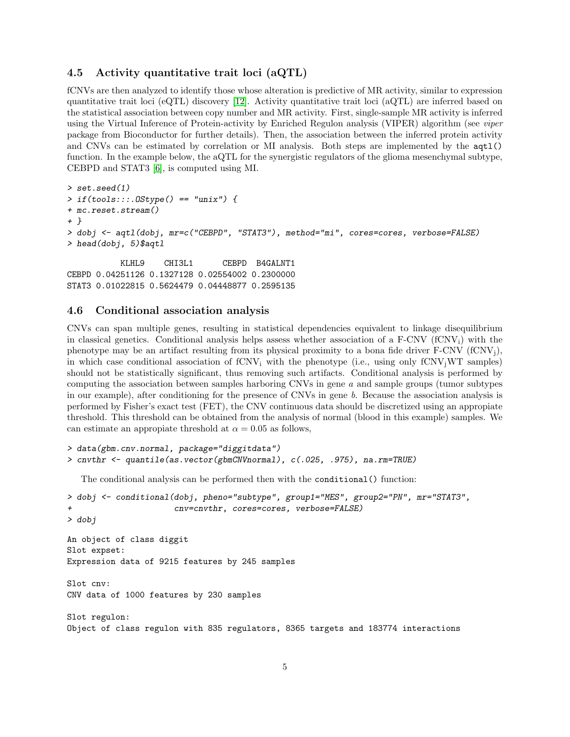### 4.5 Activity quantitative trait loci (aQTL)

fCNVs are then analyzed to identify those whose alteration is predictive of MR activity, similar to expression quantitative trait loci (eQTL) discovery [12]. Activity quantitative trait loci (aQTL) are inferred based on the statistical association between copy number and MR activity. First, single-sample MR activity is inferred using the Virtual Inference of Protein-activity by Enriched Regulon analysis (VIPER) algorithm (see *viper* package from Bioconductor for further details). Then, the association between the inferred protein activity and CNVs can be estimated by correlation or MI analysis. Both steps are implemented by the `aqtl()` function. In the example below, the aQTL for the synergistic regulators of the glioma mesenchymal subtype, CEBPD and STAT3 [6], is computed using MI.

```
> set.seed(1)
> if(tools:::.OStype() == "unix") {
+ mc.reset.stream()
+ }
> dobj <- aqtl(dobj, mr=c("CEBPD", "STAT3"), method="mi", cores=cores, verbose=FALSE)
> head(dobj, 5)$aqtl
```

```
           KLHL9    CHI3L1      CEBPD  B4GALNT1
CEBPD 0.04251126 0.1327128 0.02554002 0.2300000
STAT3 0.01022815 0.5624479 0.04448877 0.2595135
```

### 4.6 Conditional association analysis

CNVs can span multiple genes, resulting in statistical dependencies equivalent to linkage disequilibrium in classical genetics. Conditional analysis helps assess whether association of a F-CNV ($fCNV_i$) with the phenotype may be an artifact resulting from its physical proximity to a bona fide driver F-CNV ($fCNV_j$), in which case conditional association of $fCNV_i$ with the phenotype (i.e., using only $fCNV_j$WT samples) should not be statistically significant, thus removing such artifacts. Conditional analysis is performed by computing the association between samples harboring CNVs in gene *a* and sample groups (tumor subtypes in our example), after conditioning for the presence of CNVs in gene *b*. Because the association analysis is performed by Fisher's exact test (FET), the CNV continuous data should be discretized using an appropiate threshold. This threshold can be obtained from the analysis of normal (blood in this example) samples. We can estimate an appropiate threshold at $\alpha = 0.05$ as follows,

```
> data(gbm.cnv.normal, package="diggitdata")
> cnvthr <- quantile(as.vector(gbmCNVnormal), c(.025, .975), na.rm=TRUE)
```

The conditional analysis can be performed then with the `conditional()` function:

```
> dobj <- conditional(dobj, pheno="subtype", group1="MES", group2="PN", mr="STAT3",
+                     cnv=cnvthr, cores=cores, verbose=FALSE)
> dobj
```

```
An object of class diggit
Slot expset:
Expression data of 9215 features by 245 samples

Slot cnv:
CNV data of 1000 features by 230 samples

Slot regulon:
Object of class regulon with 835 regulators, 8365 targets and 183774 interactions
```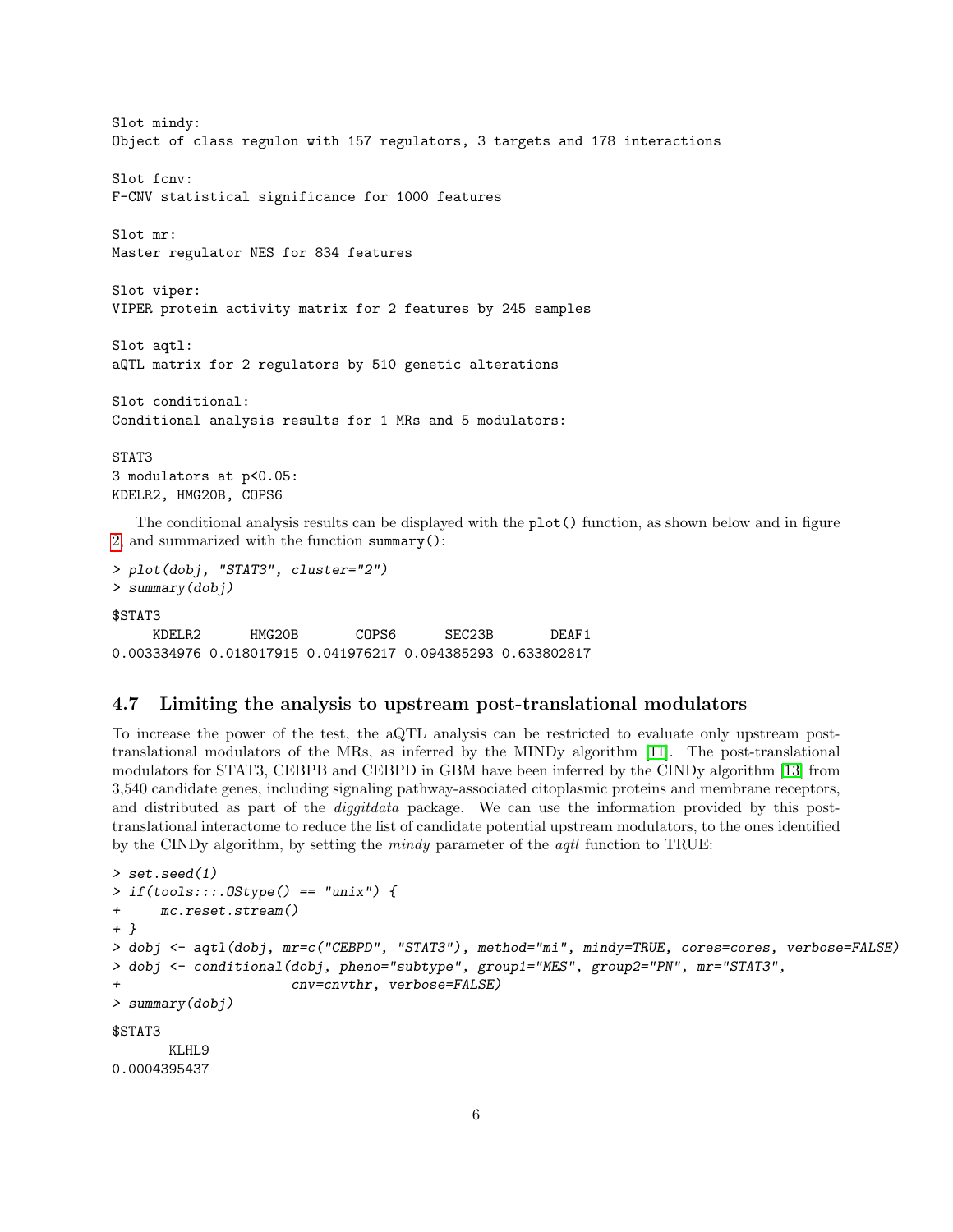```
Slot mindy:
Object of class regulon with 157 regulators, 3 targets and 178 interactions

Slot fcnv:
F-CNV statistical significance for 1000 features

Slot mr:
Master regulator NES for 834 features

Slot viper:
VIPER protein activity matrix for 2 features by 245 samples

Slot aqtl:
aQTL matrix for 2 regulators by 510 genetic alterations

Slot conditional:
Conditional analysis results for 1 MRs and 5 modulators:

STAT3
3 modulators at p<0.05:
KDELR2, HMG20B, COPS6
```

The conditional analysis results can be displayed with the `plot()` function, as shown below and in figure 2 and summarized with the function `summary()`:

```
> plot(dobj, "STAT3", cluster="2")
> summary(dobj)

$STAT3
     KDELR2      HMG20B       COPS6      SEC23B       DEAF1 
0.003334976 0.018017915 0.041976217 0.094385293 0.633802817 
```

### 4.7 Limiting the analysis to upstream post-translational modulators

To increase the power of the test, the aQTL analysis can be restricted to evaluate only upstream post-translational modulators of the MRs, as inferred by the MINDy algorithm [11]. The post-translational modulators for STAT3, CEBPB and CEBPD in GBM have been inferred by the CINDy algorithm [13] from 3,540 candidate genes, including signaling pathway-associated citoplasmic proteins and membrane receptors, and distributed as part of the *diggitdata* package. We can use the information provided by this post-translational interactome to reduce the list of candidate potential upstream modulators, to the ones identified by the CINDy algorithm, by setting the *mindy* parameter of the *aqtl* function to TRUE:

```
> set.seed(1)
> if(tools:::.OStype() == "unix") {
+     mc.reset.stream()
+ }
> dobj <- aqtl(dobj, mr=c("CEBPD", "STAT3"), method="mi", mindy=TRUE, cores=cores, verbose=FALSE)
> dobj <- conditional(dobj, pheno="subtype", group1="MES", group2="PN", mr="STAT3",
+                     cnv=cnvthr, verbose=FALSE)
> summary(dobj)

$STAT3
       KLHL9 
0.0004395437 
```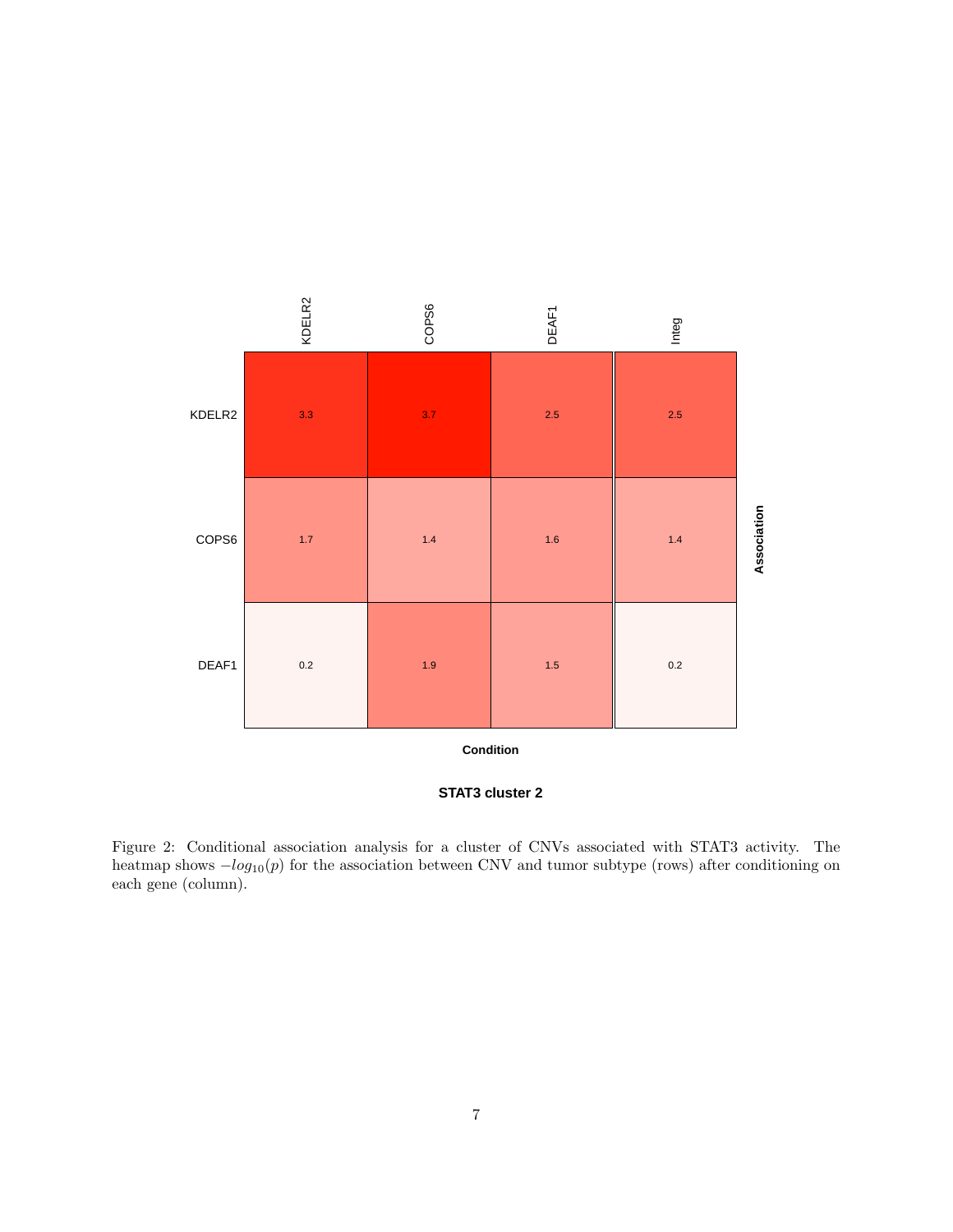| Association | KDELR2 | COPS6 | DEAF1 | Integ |
| --- | --- | --- | --- | --- |
| KDELR2 | 3.3 | 3.7 | 2.5 | 2.5 |
| COPS6 | 1.7 | 1.4 | 1.6 | 1.4 |
| DEAF1 | 0.2 | 1.9 | 1.5 | 0.2 |

**Condition**

**STAT3 cluster 2**

Figure 2: Conditional association analysis for a cluster of CNVs associated with STAT3 activity. The heatmap shows $-log_{10}(p)$ for the association between CNV and tumor subtype (rows) after conditioning on each gene (column).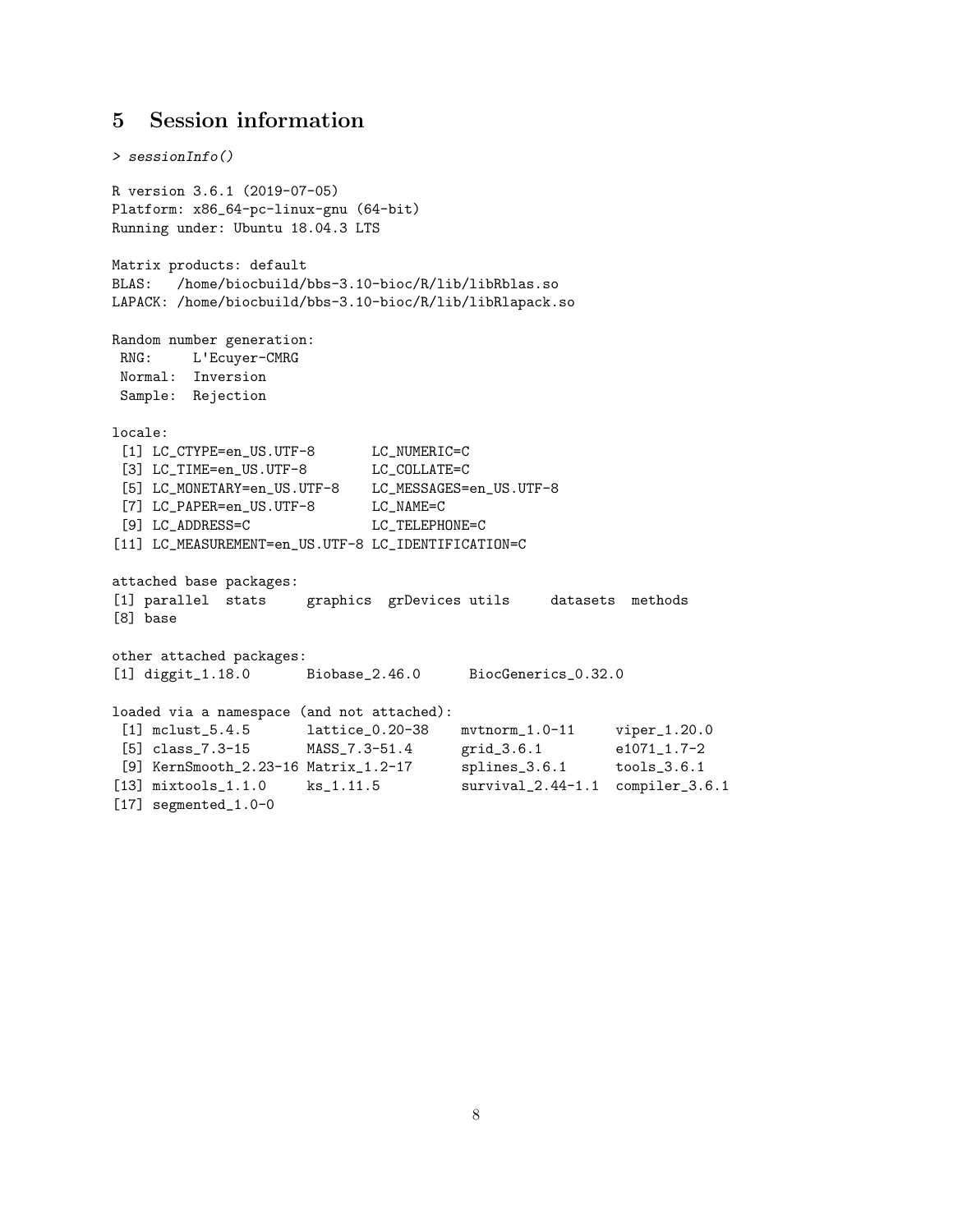## 5 Session information

```
> sessionInfo()

R version 3.6.1 (2019-07-05)
Platform: x86_64-pc-linux-gnu (64-bit)
Running under: Ubuntu 18.04.3 LTS

Matrix products: default
BLAS:   /home/biocbuild/bbs-3.10-bioc/R/lib/libRblas.so
LAPACK: /home/biocbuild/bbs-3.10-bioc/R/lib/libRlapack.so

Random number generation:
 RNG:     L'Ecuyer-CMRG
 Normal:  Inversion
 Sample:  Rejection

locale:
 [1] LC_CTYPE=en_US.UTF-8       LC_NUMERIC=C
 [3] LC_TIME=en_US.UTF-8        LC_COLLATE=C
 [5] LC_MONETARY=en_US.UTF-8    LC_MESSAGES=en_US.UTF-8
 [7] LC_PAPER=en_US.UTF-8       LC_NAME=C
 [9] LC_ADDRESS=C               LC_TELEPHONE=C
[11] LC_MEASUREMENT=en_US.UTF-8 LC_IDENTIFICATION=C

attached base packages:
[1] parallel  stats     graphics  grDevices utils     datasets  methods
[8] base

other attached packages:
[1] diggit_1.18.0       Biobase_2.46.0      BiocGenerics_0.32.0

loaded via a namespace (and not attached):
 [1] mclust_5.4.5       lattice_0.20-38    mvtnorm_1.0-11     viper_1.20.0
 [5] class_7.3-15       MASS_7.3-51.4      grid_3.6.1         e1071_1.7-2
 [9] KernSmooth_2.23-16 Matrix_1.2-17      splines_3.6.1      tools_3.6.1
[13] mixtools_1.1.0     ks_1.11.5          survival_2.44-1.1  compiler_3.6.1
[17] segmented_1.0-0
```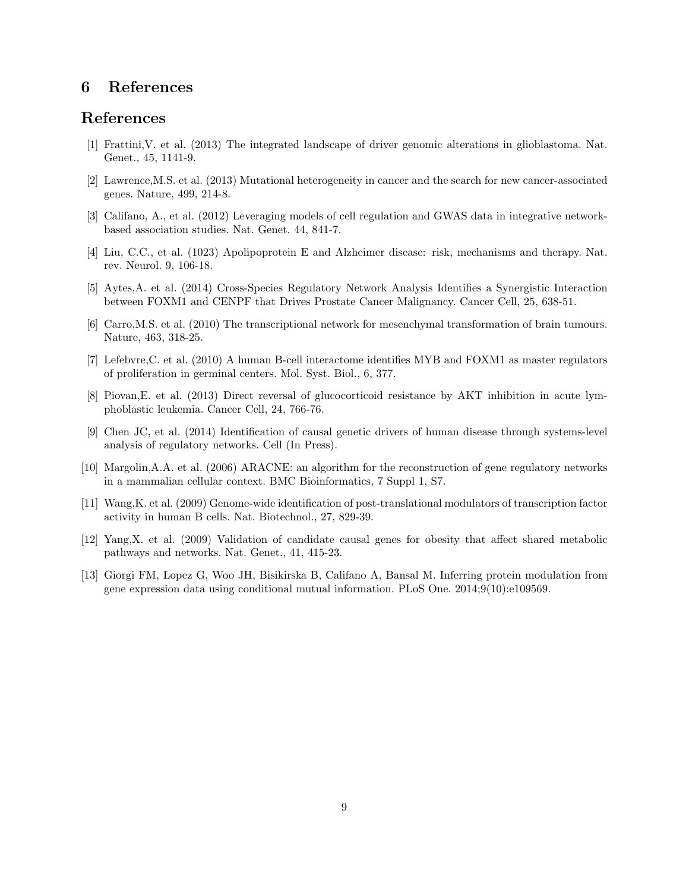# 6 References

# References

[1] Frattini,V. et al. (2013) The integrated landscape of driver genomic alterations in glioblastoma. Nat. Genet., 45, 1141-9.

[2] Lawrence,M.S. et al. (2013) Mutational heterogeneity in cancer and the search for new cancer-associated genes. Nature, 499, 214-8.

[3] Califano, A., et al. (2012) Leveraging models of cell regulation and GWAS data in integrative network-based association studies. Nat. Genet. 44, 841-7.

[4] Liu, C.C., et al. (1023) Apolipoprotein E and Alzheimer disease: risk, mechanisms and therapy. Nat. rev. Neurol. 9, 106-18.

[5] Aytes,A. et al. (2014) Cross-Species Regulatory Network Analysis Identifies a Synergistic Interaction between FOXM1 and CENPF that Drives Prostate Cancer Malignancy. Cancer Cell, 25, 638-51.

[6] Carro,M.S. et al. (2010) The transcriptional network for mesenchymal transformation of brain tumours. Nature, 463, 318-25.

[7] Lefebvre,C. et al. (2010) A human B-cell interactome identifies MYB and FOXM1 as master regulators of proliferation in germinal centers. Mol. Syst. Biol., 6, 377.

[8] Piovan,E. et al. (2013) Direct reversal of glucocorticoid resistance by AKT inhibition in acute lymphoblastic leukemia. Cancer Cell, 24, 766-76.

[9] Chen JC, et al. (2014) Identification of causal genetic drivers of human disease through systems-level analysis of regulatory networks. Cell (In Press).

[10] Margolin,A.A. et al. (2006) ARACNE: an algorithm for the reconstruction of gene regulatory networks in a mammalian cellular context. BMC Bioinformatics, 7 Suppl 1, S7.

[11] Wang,K. et al. (2009) Genome-wide identification of post-translational modulators of transcription factor activity in human B cells. Nat. Biotechnol., 27, 829-39.

[12] Yang,X. et al. (2009) Validation of candidate causal genes for obesity that affect shared metabolic pathways and networks. Nat. Genet., 41, 415-23.

[13] Giorgi FM, Lopez G, Woo JH, Bisikirska B, Califano A, Bansal M. Inferring protein modulation from gene expression data using conditional mutual information. PLoS One. 2014;9(10):e109569.